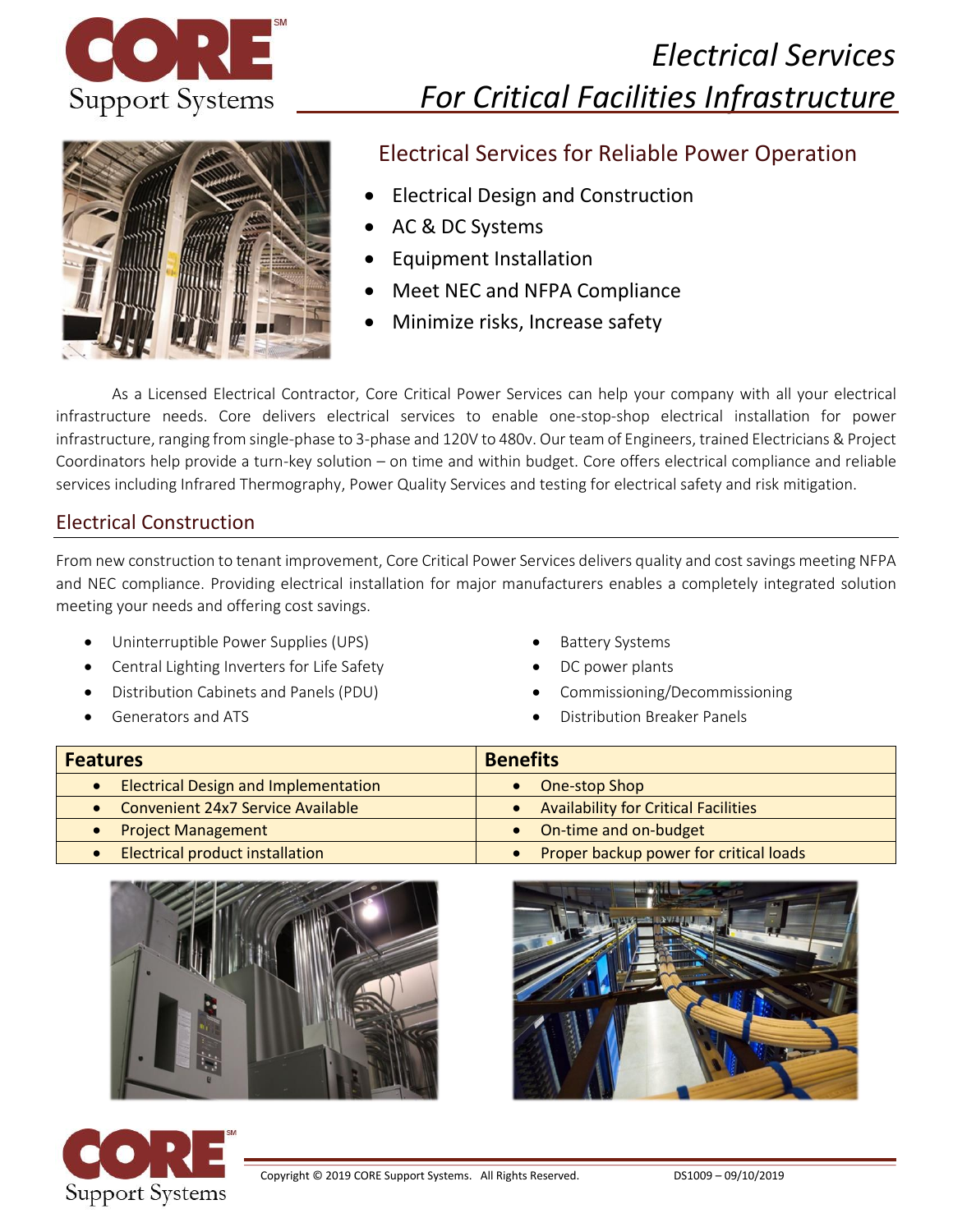# Electrical Services
# *For Critical Facilities Infrastructure*

## Electrical Services for Reliable Power Operation

- Electrical Design and Construction
- AC & DC Systems
- Equipment Installation
- Meet NEC and NFPA Compliance
- Minimize risks, Increase safety

As a Licensed Electrical Contractor, Core Critical Power Services can help your company with all your electrical infrastructure needs. Core delivers electrical services to enable one-stop-shop electrical installation for power infrastructure, ranging from single-phase to 3-phase and 120V to 480v. Our team of Engineers, trained Electricians & Project Coordinators help provide a turn-key solution – on time and within budget. Core offers electrical compliance and reliable services including Infrared Thermography, Power Quality Services and testing for electrical safety and risk mitigation.

## Electrical Construction

From new construction to tenant improvement, Core Critical Power Services delivers quality and cost savings meeting NFPA and NEC compliance. Providing electrical installation for major manufacturers enables a completely integrated solution meeting your needs and offering cost savings.

- Uninterruptible Power Supplies (UPS)
- Central Lighting Inverters for Life Safety
- Distribution Cabinets and Panels (PDU)
- Generators and ATS
- Battery Systems
- DC power plants
- Commissioning/Decommissioning
- Distribution Breaker Panels

| Features | Benefits |
| --- | --- |
| • Electrical Design and Implementation | • One-stop Shop |
| • Convenient 24x7 Service Available | • Availability for Critical Facilities |
| • Project Management | • On-time and on-budget |
| • Electrical product installation | • Proper backup power for critical loads |

Copyright © 2019 CORE Support Systems. All Rights Reserved. DS1009 – 09/10/2019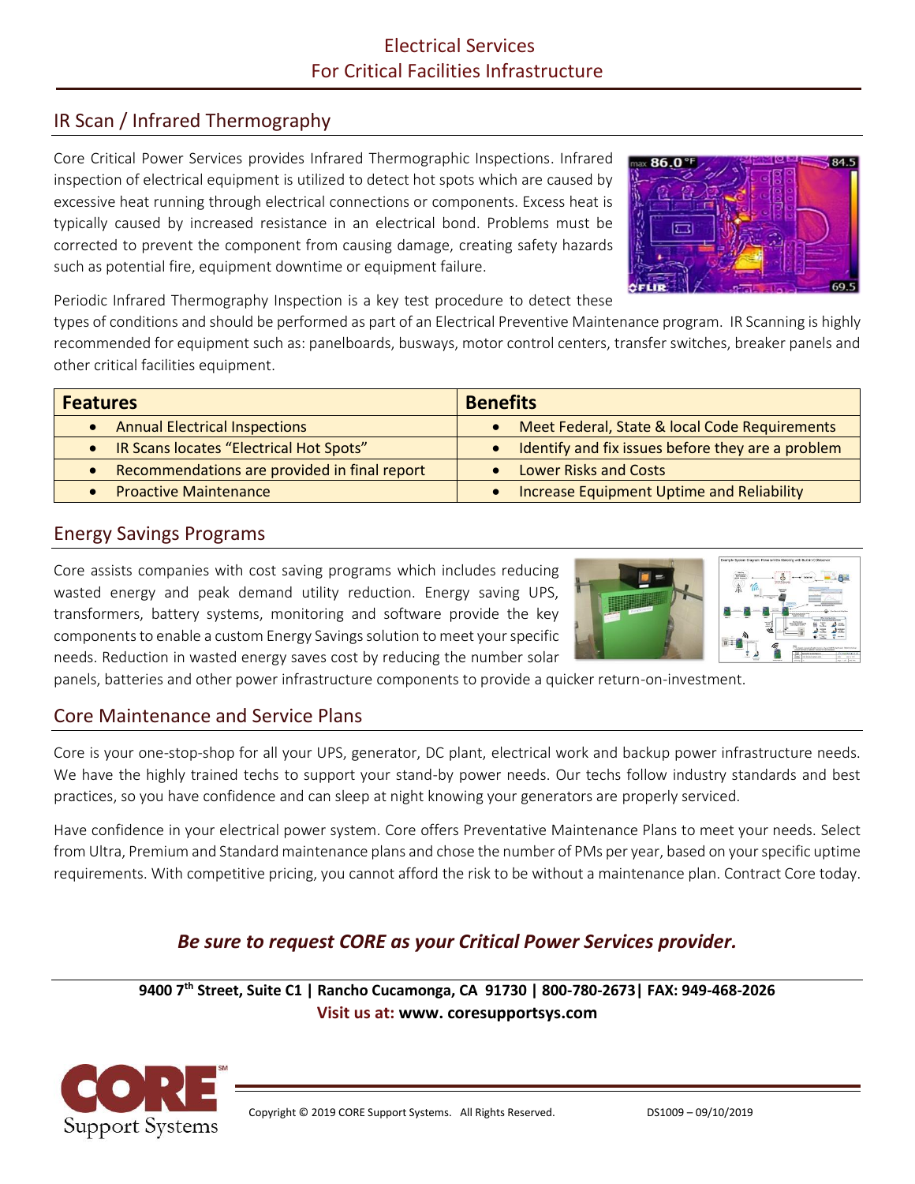# Electrical Services For Critical Facilities Infrastructure

## IR Scan / Infrared Thermography

Core Critical Power Services provides Infrared Thermographic Inspections. Infrared inspection of electrical equipment is utilized to detect hot spots which are caused by excessive heat running through electrical connections or components. Excess heat is typically caused by increased resistance in an electrical bond. Problems must be corrected to prevent the component from causing damage, creating safety hazards such as potential fire, equipment downtime or equipment failure.

Periodic Infrared Thermography Inspection is a key test procedure to detect these types of conditions and should be performed as part of an Electrical Preventive Maintenance program. IR Scanning is highly recommended for equipment such as: panelboards, busways, motor control centers, transfer switches, breaker panels and other critical facilities equipment.

| Features | Benefits |
|---|---|
| • Annual Electrical Inspections | • Meet Federal, State & local Code Requirements |
| • IR Scans locates "Electrical Hot Spots" | • Identify and fix issues before they are a problem |
| • Recommendations are provided in final report | • Lower Risks and Costs |
| • Proactive Maintenance | • Increase Equipment Uptime and Reliability |

## Energy Savings Programs

Core assists companies with cost saving programs which includes reducing wasted energy and peak demand utility reduction. Energy saving UPS, transformers, battery systems, monitoring and software provide the key components to enable a custom Energy Savings solution to meet your specific needs. Reduction in wasted energy saves cost by reducing the number solar panels, batteries and other power infrastructure components to provide a quicker return-on-investment.

## Core Maintenance and Service Plans

Core is your one-stop-shop for all your UPS, generator, DC plant, electrical work and backup power infrastructure needs. We have the highly trained techs to support your stand-by power needs. Our techs follow industry standards and best practices, so you have confidence and can sleep at night knowing your generators are properly serviced.

Have confidence in your electrical power system. Core offers Preventative Maintenance Plans to meet your needs. Select from Ultra, Premium and Standard maintenance plans and chose the number of PMs per year, based on your specific uptime requirements. With competitive pricing, you cannot afford the risk to be without a maintenance plan. Contract Core today.

***Be sure to request CORE as your Critical Power Services provider.***

**9400 7th Street, Suite C1 | Rancho Cucamonga, CA 91730 | 800-780-2673| FAX: 949-468-2026**
**Visit us at: www. coresupportsys.com**

CORE Support Systems

Copyright © 2019 CORE Support Systems. All Rights Reserved. DS1009 – 09/10/2019